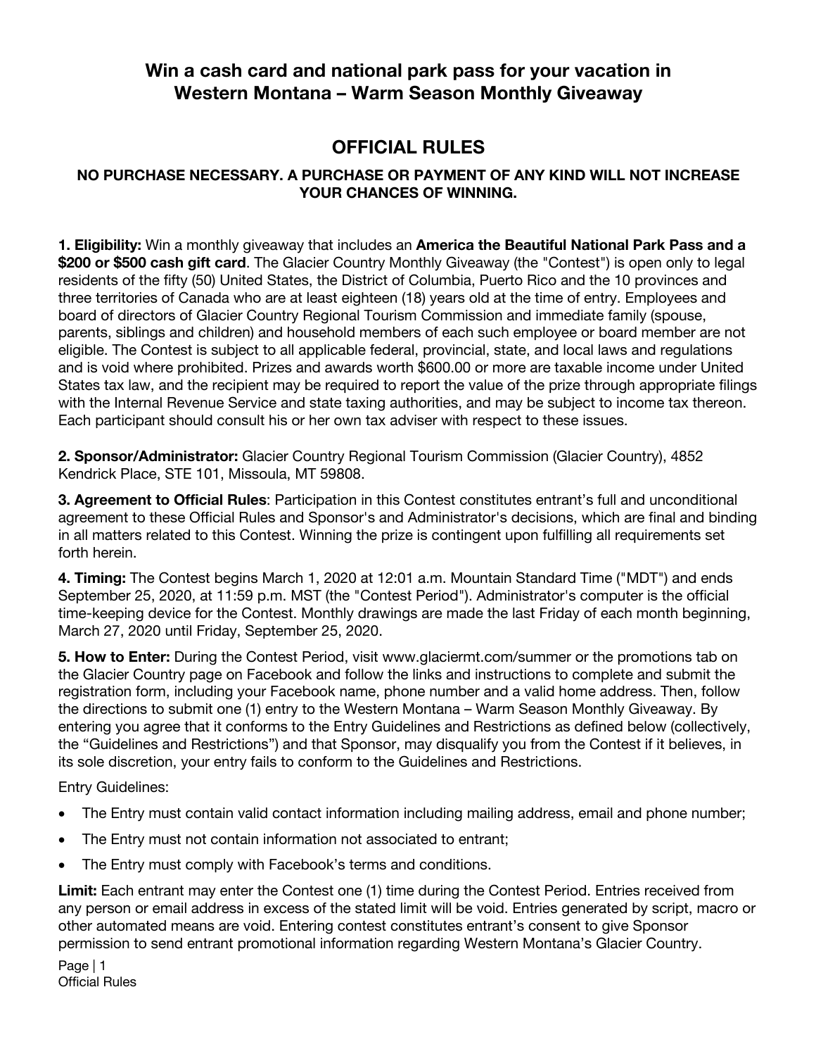# Win a cash card and national park pass for your vacation in Western Montana – Warm Season Monthly Giveaway

## OFFICIAL RULES

**NO PURCHASE NECESSARY. A PURCHASE OR PAYMENT OF ANY KIND WILL NOT INCREASE YOUR CHANCES OF WINNING.**

**1. Eligibility:** Win a monthly giveaway that includes an **America the Beautiful National Park Pass and a $200 or $500 cash gift card**. The Glacier Country Monthly Giveaway (the "Contest") is open only to legal residents of the fifty (50) United States, the District of Columbia, Puerto Rico and the 10 provinces and three territories of Canada who are at least eighteen (18) years old at the time of entry. Employees and board of directors of Glacier Country Regional Tourism Commission and immediate family (spouse, parents, siblings and children) and household members of each such employee or board member are not eligible. The Contest is subject to all applicable federal, provincial, state, and local laws and regulations and is void where prohibited. Prizes and awards worth $600.00 or more are taxable income under United States tax law, and the recipient may be required to report the value of the prize through appropriate filings with the Internal Revenue Service and state taxing authorities, and may be subject to income tax thereon. Each participant should consult his or her own tax adviser with respect to these issues.

**2. Sponsor/Administrator:** Glacier Country Regional Tourism Commission (Glacier Country), 4852 Kendrick Place, STE 101, Missoula, MT 59808.

**3. Agreement to Official Rules**: Participation in this Contest constitutes entrant's full and unconditional agreement to these Official Rules and Sponsor's and Administrator's decisions, which are final and binding in all matters related to this Contest. Winning the prize is contingent upon fulfilling all requirements set forth herein.

**4. Timing:** The Contest begins March 1, 2020 at 12:01 a.m. Mountain Standard Time ("MDT") and ends September 25, 2020, at 11:59 p.m. MST (the "Contest Period"). Administrator's computer is the official time-keeping device for the Contest. Monthly drawings are made the last Friday of each month beginning, March 27, 2020 until Friday, September 25, 2020.

**5. How to Enter:** During the Contest Period, visit www.glaciermt.com/summer or the promotions tab on the Glacier Country page on Facebook and follow the links and instructions to complete and submit the registration form, including your Facebook name, phone number and a valid home address. Then, follow the directions to submit one (1) entry to the Western Montana – Warm Season Monthly Giveaway. By entering you agree that it conforms to the Entry Guidelines and Restrictions as defined below (collectively, the "Guidelines and Restrictions") and that Sponsor, may disqualify you from the Contest if it believes, in its sole discretion, your entry fails to conform to the Guidelines and Restrictions.

Entry Guidelines:

- The Entry must contain valid contact information including mailing address, email and phone number;
- The Entry must not contain information not associated to entrant;
- The Entry must comply with Facebook's terms and conditions.

**Limit:** Each entrant may enter the Contest one (1) time during the Contest Period. Entries received from any person or email address in excess of the stated limit will be void. Entries generated by script, macro or other automated means are void. Entering contest constitutes entrant's consent to give Sponsor permission to send entrant promotional information regarding Western Montana's Glacier Country.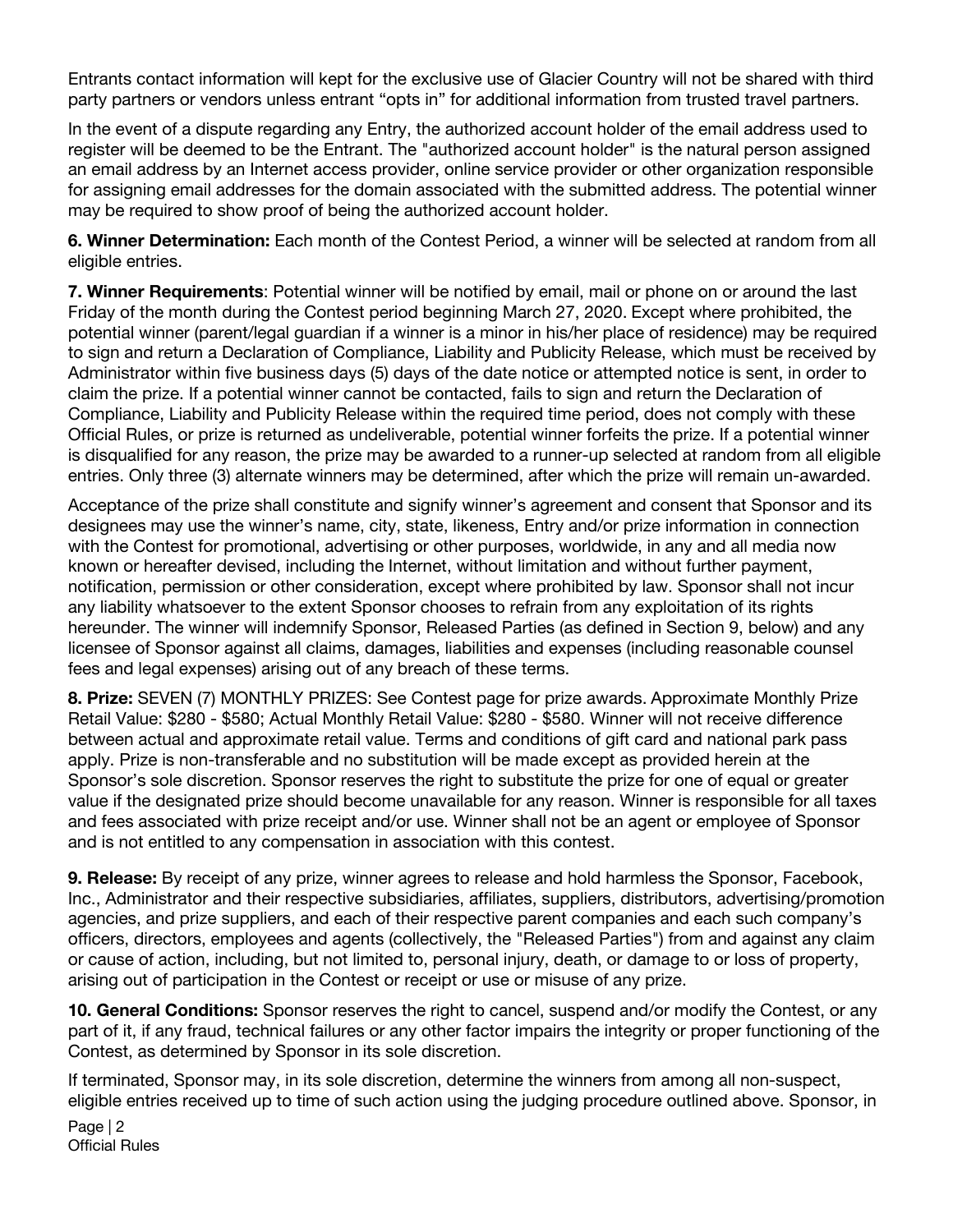Entrants contact information will kept for the exclusive use of Glacier Country will not be shared with third party partners or vendors unless entrant "opts in" for additional information from trusted travel partners.

In the event of a dispute regarding any Entry, the authorized account holder of the email address used to register will be deemed to be the Entrant. The "authorized account holder" is the natural person assigned an email address by an Internet access provider, online service provider or other organization responsible for assigning email addresses for the domain associated with the submitted address. The potential winner may be required to show proof of being the authorized account holder.

**6. Winner Determination:** Each month of the Contest Period, a winner will be selected at random from all eligible entries.

**7. Winner Requirements**: Potential winner will be notified by email, mail or phone on or around the last Friday of the month during the Contest period beginning March 27, 2020. Except where prohibited, the potential winner (parent/legal guardian if a winner is a minor in his/her place of residence) may be required to sign and return a Declaration of Compliance, Liability and Publicity Release, which must be received by Administrator within five business days (5) days of the date notice or attempted notice is sent, in order to claim the prize. If a potential winner cannot be contacted, fails to sign and return the Declaration of Compliance, Liability and Publicity Release within the required time period, does not comply with these Official Rules, or prize is returned as undeliverable, potential winner forfeits the prize. If a potential winner is disqualified for any reason, the prize may be awarded to a runner-up selected at random from all eligible entries. Only three (3) alternate winners may be determined, after which the prize will remain un-awarded.

Acceptance of the prize shall constitute and signify winner's agreement and consent that Sponsor and its designees may use the winner's name, city, state, likeness, Entry and/or prize information in connection with the Contest for promotional, advertising or other purposes, worldwide, in any and all media now known or hereafter devised, including the Internet, without limitation and without further payment, notification, permission or other consideration, except where prohibited by law. Sponsor shall not incur any liability whatsoever to the extent Sponsor chooses to refrain from any exploitation of its rights hereunder. The winner will indemnify Sponsor, Released Parties (as defined in Section 9, below) and any licensee of Sponsor against all claims, damages, liabilities and expenses (including reasonable counsel fees and legal expenses) arising out of any breach of these terms.

**8. Prize:** SEVEN (7) MONTHLY PRIZES: See Contest page for prize awards. Approximate Monthly Prize Retail Value: $280 - $580; Actual Monthly Retail Value: $280 - $580. Winner will not receive difference between actual and approximate retail value. Terms and conditions of gift card and national park pass apply. Prize is non-transferable and no substitution will be made except as provided herein at the Sponsor's sole discretion. Sponsor reserves the right to substitute the prize for one of equal or greater value if the designated prize should become unavailable for any reason. Winner is responsible for all taxes and fees associated with prize receipt and/or use. Winner shall not be an agent or employee of Sponsor and is not entitled to any compensation in association with this contest.

**9. Release:** By receipt of any prize, winner agrees to release and hold harmless the Sponsor, Facebook, Inc., Administrator and their respective subsidiaries, affiliates, suppliers, distributors, advertising/promotion agencies, and prize suppliers, and each of their respective parent companies and each such company's officers, directors, employees and agents (collectively, the "Released Parties") from and against any claim or cause of action, including, but not limited to, personal injury, death, or damage to or loss of property, arising out of participation in the Contest or receipt or use or misuse of any prize.

**10. General Conditions:** Sponsor reserves the right to cancel, suspend and/or modify the Contest, or any part of it, if any fraud, technical failures or any other factor impairs the integrity or proper functioning of the Contest, as determined by Sponsor in its sole discretion.

If terminated, Sponsor may, in its sole discretion, determine the winners from among all non-suspect, eligible entries received up to time of such action using the judging procedure outlined above. Sponsor, in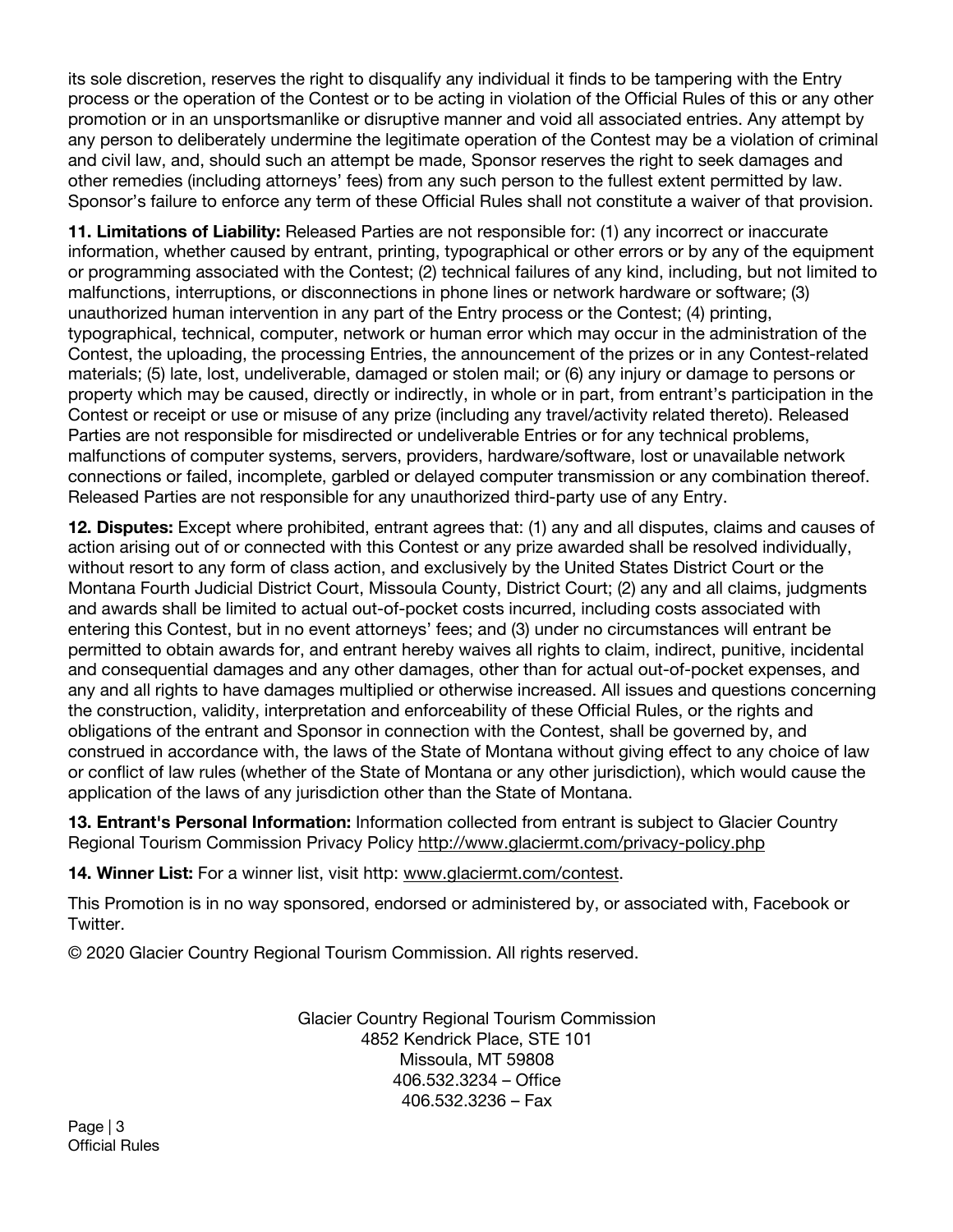its sole discretion, reserves the right to disqualify any individual it finds to be tampering with the Entry process or the operation of the Contest or to be acting in violation of the Official Rules of this or any other promotion or in an unsportsmanlike or disruptive manner and void all associated entries. Any attempt by any person to deliberately undermine the legitimate operation of the Contest may be a violation of criminal and civil law, and, should such an attempt be made, Sponsor reserves the right to seek damages and other remedies (including attorneys' fees) from any such person to the fullest extent permitted by law. Sponsor's failure to enforce any term of these Official Rules shall not constitute a waiver of that provision.

**11. Limitations of Liability:** Released Parties are not responsible for: (1) any incorrect or inaccurate information, whether caused by entrant, printing, typographical or other errors or by any of the equipment or programming associated with the Contest; (2) technical failures of any kind, including, but not limited to malfunctions, interruptions, or disconnections in phone lines or network hardware or software; (3) unauthorized human intervention in any part of the Entry process or the Contest; (4) printing, typographical, technical, computer, network or human error which may occur in the administration of the Contest, the uploading, the processing Entries, the announcement of the prizes or in any Contest-related materials; (5) late, lost, undeliverable, damaged or stolen mail; or (6) any injury or damage to persons or property which may be caused, directly or indirectly, in whole or in part, from entrant's participation in the Contest or receipt or use or misuse of any prize (including any travel/activity related thereto). Released Parties are not responsible for misdirected or undeliverable Entries or for any technical problems, malfunctions of computer systems, servers, providers, hardware/software, lost or unavailable network connections or failed, incomplete, garbled or delayed computer transmission or any combination thereof. Released Parties are not responsible for any unauthorized third-party use of any Entry.

**12. Disputes:** Except where prohibited, entrant agrees that: (1) any and all disputes, claims and causes of action arising out of or connected with this Contest or any prize awarded shall be resolved individually, without resort to any form of class action, and exclusively by the United States District Court or the Montana Fourth Judicial District Court, Missoula County, District Court; (2) any and all claims, judgments and awards shall be limited to actual out-of-pocket costs incurred, including costs associated with entering this Contest, but in no event attorneys' fees; and (3) under no circumstances will entrant be permitted to obtain awards for, and entrant hereby waives all rights to claim, indirect, punitive, incidental and consequential damages and any other damages, other than for actual out-of-pocket expenses, and any and all rights to have damages multiplied or otherwise increased. All issues and questions concerning the construction, validity, interpretation and enforceability of these Official Rules, or the rights and obligations of the entrant and Sponsor in connection with the Contest, shall be governed by, and construed in accordance with, the laws of the State of Montana without giving effect to any choice of law or conflict of law rules (whether of the State of Montana or any other jurisdiction), which would cause the application of the laws of any jurisdiction other than the State of Montana.

**13. Entrant's Personal Information:** Information collected from entrant is subject to Glacier Country Regional Tourism Commission Privacy Policy http://www.glaciermt.com/privacy-policy.php

**14. Winner List:** For a winner list, visit http: www.glaciermt.com/contest.

This Promotion is in no way sponsored, endorsed or administered by, or associated with, Facebook or Twitter.

© 2020 Glacier Country Regional Tourism Commission. All rights reserved.

Glacier Country Regional Tourism Commission
4852 Kendrick Place, STE 101
Missoula, MT 59808
406.532.3234 – Office
406.532.3236 – Fax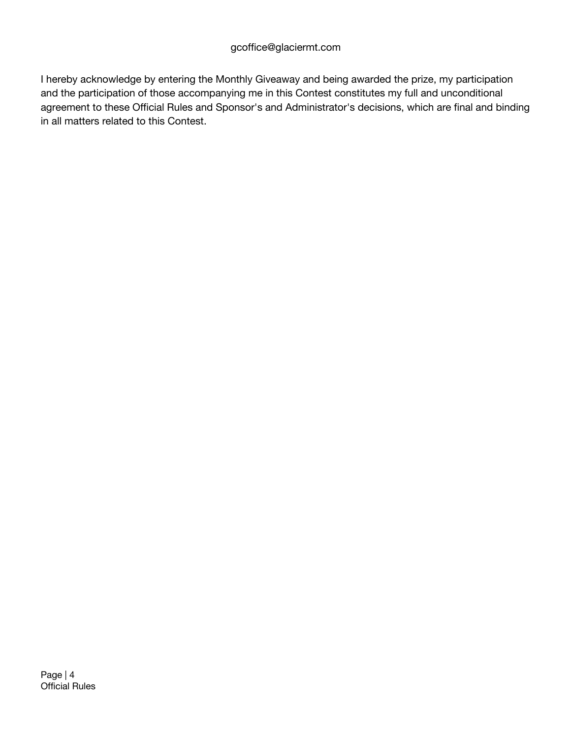gcoffice@glaciermt.com

I hereby acknowledge by entering the Monthly Giveaway and being awarded the prize, my participation and the participation of those accompanying me in this Contest constitutes my full and unconditional agreement to these Official Rules and Sponsor's and Administrator's decisions, which are final and binding in all matters related to this Contest.